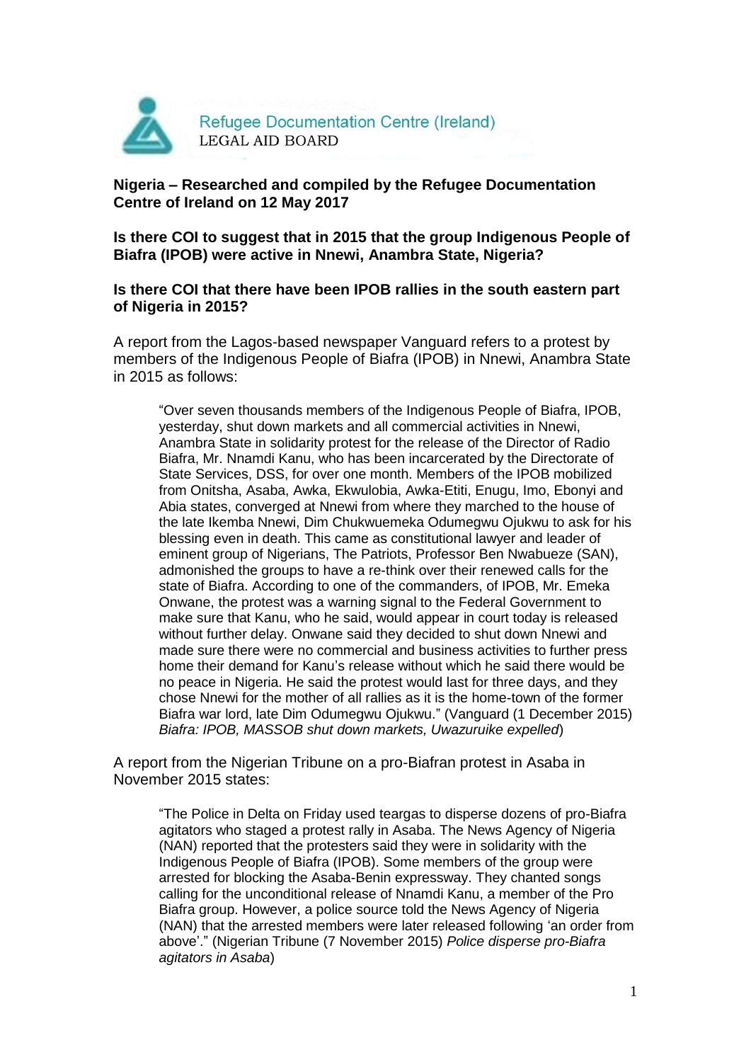Refugee Documentation Centre (Ireland)
LEGAL AID BOARD

**Nigeria – Researched and compiled by the Refugee Documentation Centre of Ireland on 12 May 2017**

**Is there COI to suggest that in 2015 that the group Indigenous People of Biafra (IPOB) were active in Nnewi, Anambra State, Nigeria?**

**Is there COI that there have been IPOB rallies in the south eastern part of Nigeria in 2015?**

A report from the Lagos-based newspaper Vanguard refers to a protest by members of the Indigenous People of Biafra (IPOB) in Nnewi, Anambra State in 2015 as follows:

> "Over seven thousands members of the Indigenous People of Biafra, IPOB, yesterday, shut down markets and all commercial activities in Nnewi, Anambra State in solidarity protest for the release of the Director of Radio Biafra, Mr. Nnamdi Kanu, who has been incarcerated by the Directorate of State Services, DSS, for over one month. Members of the IPOB mobilized from Onitsha, Asaba, Awka, Ekwulobia, Awka-Etiti, Enugu, Imo, Ebonyi and Abia states, converged at Nnewi from where they marched to the house of the late Ikemba Nnewi, Dim Chukwuemeka Odumegwu Ojukwu to ask for his blessing even in death. This came as constitutional lawyer and leader of eminent group of Nigerians, The Patriots, Professor Ben Nwabueze (SAN), admonished the groups to have a re-think over their renewed calls for the state of Biafra. According to one of the commanders, of IPOB, Mr. Emeka Onwane, the protest was a warning signal to the Federal Government to make sure that Kanu, who he said, would appear in court today is released without further delay. Onwane said they decided to shut down Nnewi and made sure there were no commercial and business activities to further press home their demand for Kanu's release without which he said there would be no peace in Nigeria. He said the protest would last for three days, and they chose Nnewi for the mother of all rallies as it is the home-town of the former Biafra war lord, late Dim Odumegwu Ojukwu." (Vanguard (1 December 2015) *Biafra: IPOB, MASSOB shut down markets, Uwazuruike expelled*)

A report from the Nigerian Tribune on a pro-Biafran protest in Asaba in November 2015 states:

> "The Police in Delta on Friday used teargas to disperse dozens of pro-Biafra agitators who staged a protest rally in Asaba. The News Agency of Nigeria (NAN) reported that the protesters said they were in solidarity with the Indigenous People of Biafra (IPOB). Some members of the group were arrested for blocking the Asaba-Benin expressway. They chanted songs calling for the unconditional release of Nnamdi Kanu, a member of the Pro Biafra group. However, a police source told the News Agency of Nigeria (NAN) that the arrested members were later released following 'an order from above'." (Nigerian Tribune (7 November 2015) *Police disperse pro-Biafra agitators in Asaba*)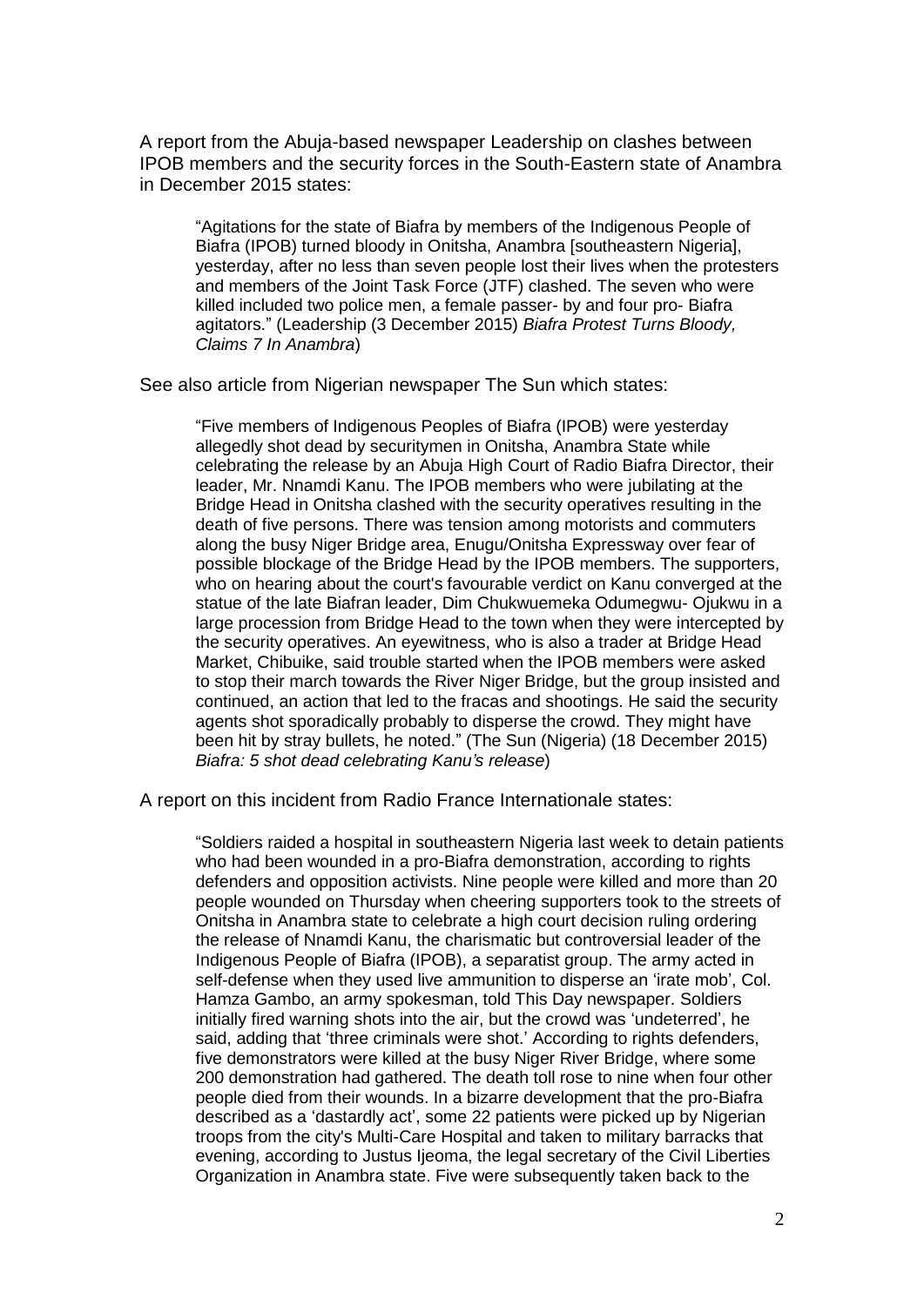A report from the Abuja-based newspaper Leadership on clashes between IPOB members and the security forces in the South-Eastern state of Anambra in December 2015 states:

> "Agitations for the state of Biafra by members of the Indigenous People of Biafra (IPOB) turned bloody in Onitsha, Anambra [southeastern Nigeria], yesterday, after no less than seven people lost their lives when the protesters and members of the Joint Task Force (JTF) clashed. The seven who were killed included two police men, a female passer- by and four pro- Biafra agitators." (Leadership (3 December 2015) *Biafra Protest Turns Bloody, Claims 7 In Anambra*)

See also article from Nigerian newspaper The Sun which states:

> "Five members of Indigenous Peoples of Biafra (IPOB) were yesterday allegedly shot dead by securitymen in Onitsha, Anambra State while celebrating the release by an Abuja High Court of Radio Biafra Director, their leader, Mr. Nnamdi Kanu. The IPOB members who were jubilating at the Bridge Head in Onitsha clashed with the security operatives resulting in the death of five persons. There was tension among motorists and commuters along the busy Niger Bridge area, Enugu/Onitsha Expressway over fear of possible blockage of the Bridge Head by the IPOB members. The supporters, who on hearing about the court's favourable verdict on Kanu converged at the statue of the late Biafran leader, Dim Chukwuemeka Odumegwu- Ojukwu in a large procession from Bridge Head to the town when they were intercepted by the security operatives. An eyewitness, who is also a trader at Bridge Head Market, Chibuike, said trouble started when the IPOB members were asked to stop their march towards the River Niger Bridge, but the group insisted and continued, an action that led to the fracas and shootings. He said the security agents shot sporadically probably to disperse the crowd. They might have been hit by stray bullets, he noted." (The Sun (Nigeria) (18 December 2015) *Biafra: 5 shot dead celebrating Kanu's release*)

A report on this incident from Radio France Internationale states:

> "Soldiers raided a hospital in southeastern Nigeria last week to detain patients who had been wounded in a pro-Biafra demonstration, according to rights defenders and opposition activists. Nine people were killed and more than 20 people wounded on Thursday when cheering supporters took to the streets of Onitsha in Anambra state to celebrate a high court decision ruling ordering the release of Nnamdi Kanu, the charismatic but controversial leader of the Indigenous People of Biafra (IPOB), a separatist group. The army acted in self-defense when they used live ammunition to disperse an 'irate mob', Col. Hamza Gambo, an army spokesman, told This Day newspaper. Soldiers initially fired warning shots into the air, but the crowd was 'undeterred', he said, adding that 'three criminals were shot.' According to rights defenders, five demonstrators were killed at the busy Niger River Bridge, where some 200 demonstration had gathered. The death toll rose to nine when four other people died from their wounds. In a bizarre development that the pro-Biafra described as a 'dastardly act', some 22 patients were picked up by Nigerian troops from the city's Multi-Care Hospital and taken to military barracks that evening, according to Justus Ijeoma, the legal secretary of the Civil Liberties Organization in Anambra state. Five were subsequently taken back to the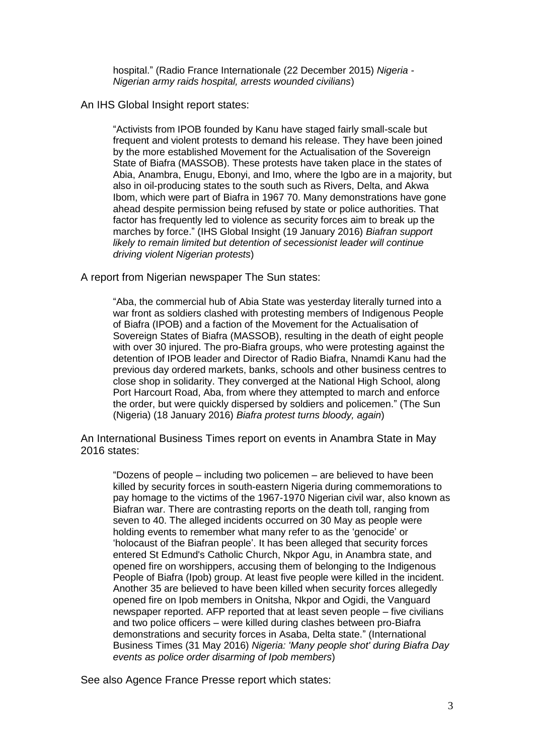hospital." (Radio France Internationale (22 December 2015) *Nigeria - Nigerian army raids hospital, arrests wounded civilians*)

An IHS Global Insight report states:

> "Activists from IPOB founded by Kanu have staged fairly small-scale but frequent and violent protests to demand his release. They have been joined by the more established Movement for the Actualisation of the Sovereign State of Biafra (MASSOB). These protests have taken place in the states of Abia, Anambra, Enugu, Ebonyi, and Imo, where the Igbo are in a majority, but also in oil-producing states to the south such as Rivers, Delta, and Akwa Ibom, which were part of Biafra in 1967 70. Many demonstrations have gone ahead despite permission being refused by state or police authorities. That factor has frequently led to violence as security forces aim to break up the marches by force." (IHS Global Insight (19 January 2016) *Biafran support likely to remain limited but detention of secessionist leader will continue driving violent Nigerian protests*)

A report from Nigerian newspaper The Sun states:

> "Aba, the commercial hub of Abia State was yesterday literally turned into a war front as soldiers clashed with protesting members of Indigenous People of Biafra (IPOB) and a faction of the Movement for the Actualisation of Sovereign States of Biafra (MASSOB), resulting in the death of eight people with over 30 injured. The pro-Biafra groups, who were protesting against the detention of IPOB leader and Director of Radio Biafra, Nnamdi Kanu had the previous day ordered markets, banks, schools and other business centres to close shop in solidarity. They converged at the National High School, along Port Harcourt Road, Aba, from where they attempted to march and enforce the order, but were quickly dispersed by soldiers and policemen." (The Sun (Nigeria) (18 January 2016) *Biafra protest turns bloody, again*)

An International Business Times report on events in Anambra State in May 2016 states:

> "Dozens of people – including two policemen – are believed to have been killed by security forces in south-eastern Nigeria during commemorations to pay homage to the victims of the 1967-1970 Nigerian civil war, also known as Biafran war. There are contrasting reports on the death toll, ranging from seven to 40. The alleged incidents occurred on 30 May as people were holding events to remember what many refer to as the 'genocide' or 'holocaust of the Biafran people'. It has been alleged that security forces entered St Edmund's Catholic Church, Nkpor Agu, in Anambra state, and opened fire on worshippers, accusing them of belonging to the Indigenous People of Biafra (Ipob) group. At least five people were killed in the incident. Another 35 are believed to have been killed when security forces allegedly opened fire on Ipob members in Onitsha, Nkpor and Ogidi, the Vanguard newspaper reported. AFP reported that at least seven people – five civilians and two police officers – were killed during clashes between pro-Biafra demonstrations and security forces in Asaba, Delta state." (International Business Times (31 May 2016) *Nigeria: 'Many people shot' during Biafra Day events as police order disarming of Ipob members*)

See also Agence France Presse report which states: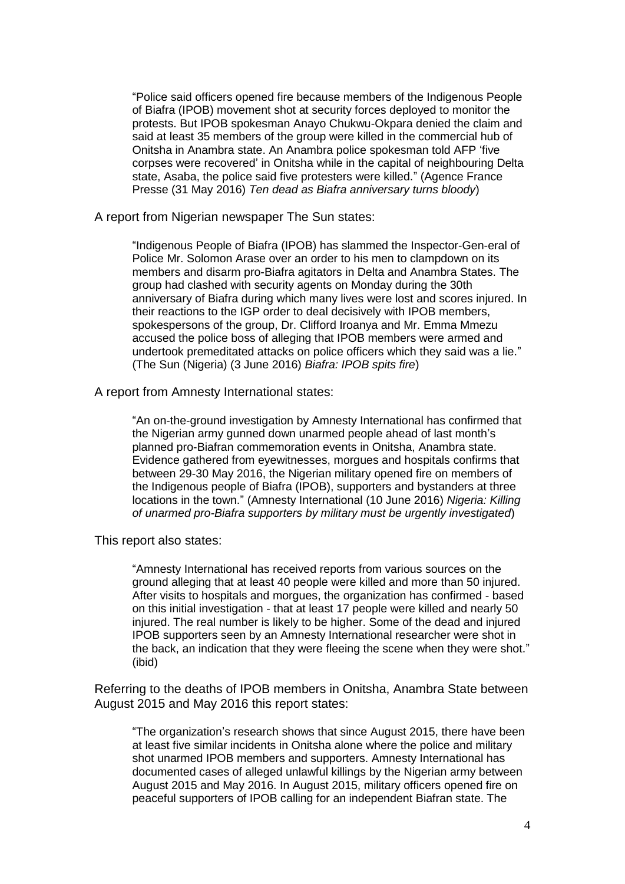> "Police said officers opened fire because members of the Indigenous People of Biafra (IPOB) movement shot at security forces deployed to monitor the protests. But IPOB spokesman Anayo Chukwu-Okpara denied the claim and said at least 35 members of the group were killed in the commercial hub of Onitsha in Anambra state. An Anambra police spokesman told AFP 'five corpses were recovered' in Onitsha while in the capital of neighbouring Delta state, Asaba, the police said five protesters were killed." (Agence France Presse (31 May 2016) *Ten dead as Biafra anniversary turns bloody*)

A report from Nigerian newspaper The Sun states:

> "Indigenous People of Biafra (IPOB) has slammed the Inspector-Gen-eral of Police Mr. Solomon Arase over an order to his men to clampdown on its members and disarm pro-Biafra agitators in Delta and Anambra States. The group had clashed with security agents on Monday during the 30th anniversary of Biafra during which many lives were lost and scores injured. In their reactions to the IGP order to deal decisively with IPOB members, spokespersons of the group, Dr. Clifford Iroanya and Mr. Emma Mmezu accused the police boss of alleging that IPOB members were armed and undertook premeditated attacks on police officers which they said was a lie." (The Sun (Nigeria) (3 June 2016) *Biafra: IPOB spits fire*)

A report from Amnesty International states:

> "An on-the-ground investigation by Amnesty International has confirmed that the Nigerian army gunned down unarmed people ahead of last month's planned pro-Biafran commemoration events in Onitsha, Anambra state. Evidence gathered from eyewitnesses, morgues and hospitals confirms that between 29-30 May 2016, the Nigerian military opened fire on members of the Indigenous people of Biafra (IPOB), supporters and bystanders at three locations in the town." (Amnesty International (10 June 2016) *Nigeria: Killing of unarmed pro-Biafra supporters by military must be urgently investigated*)

This report also states:

> "Amnesty International has received reports from various sources on the ground alleging that at least 40 people were killed and more than 50 injured. After visits to hospitals and morgues, the organization has confirmed - based on this initial investigation - that at least 17 people were killed and nearly 50 injured. The real number is likely to be higher. Some of the dead and injured IPOB supporters seen by an Amnesty International researcher were shot in the back, an indication that they were fleeing the scene when they were shot." (ibid)

Referring to the deaths of IPOB members in Onitsha, Anambra State between August 2015 and May 2016 this report states:

> "The organization's research shows that since August 2015, there have been at least five similar incidents in Onitsha alone where the police and military shot unarmed IPOB members and supporters. Amnesty International has documented cases of alleged unlawful killings by the Nigerian army between August 2015 and May 2016. In August 2015, military officers opened fire on peaceful supporters of IPOB calling for an independent Biafran state. The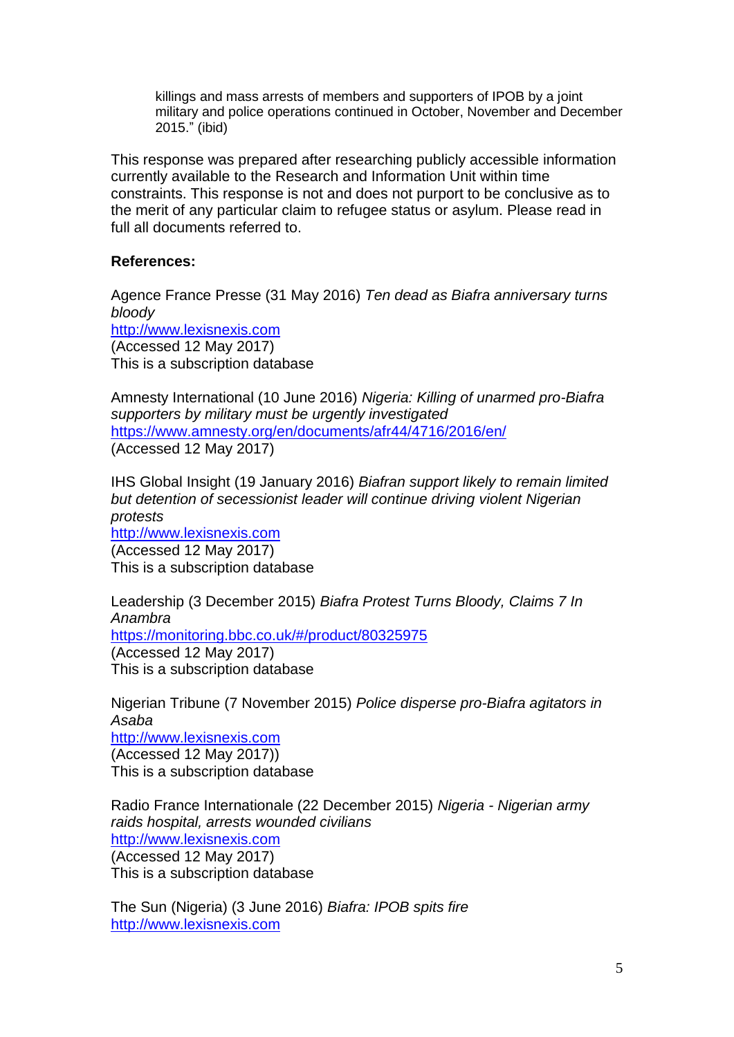> killings and mass arrests of members and supporters of IPOB by a joint military and police operations continued in October, November and December 2015." (ibid)

This response was prepared after researching publicly accessible information currently available to the Research and Information Unit within time constraints. This response is not and does not purport to be conclusive as to the merit of any particular claim to refugee status or asylum. Please read in full all documents referred to.

**References:**

Agence France Presse (31 May 2016) *Ten dead as Biafra anniversary turns bloody*
http://www.lexisnexis.com
(Accessed 12 May 2017)
This is a subscription database

Amnesty International (10 June 2016) *Nigeria: Killing of unarmed pro-Biafra supporters by military must be urgently investigated*
https://www.amnesty.org/en/documents/afr44/4716/2016/en/
(Accessed 12 May 2017)

IHS Global Insight (19 January 2016) *Biafran support likely to remain limited but detention of secessionist leader will continue driving violent Nigerian protests*
http://www.lexisnexis.com
(Accessed 12 May 2017)
This is a subscription database

Leadership (3 December 2015) *Biafra Protest Turns Bloody, Claims 7 In Anambra*
https://monitoring.bbc.co.uk/#/product/80325975
(Accessed 12 May 2017)
This is a subscription database

Nigerian Tribune (7 November 2015) *Police disperse pro-Biafra agitators in Asaba*
http://www.lexisnexis.com
(Accessed 12 May 2017))
This is a subscription database

Radio France Internationale (22 December 2015) *Nigeria - Nigerian army raids hospital, arrests wounded civilians*
http://www.lexisnexis.com
(Accessed 12 May 2017)
This is a subscription database

The Sun (Nigeria) (3 June 2016) *Biafra: IPOB spits fire*
http://www.lexisnexis.com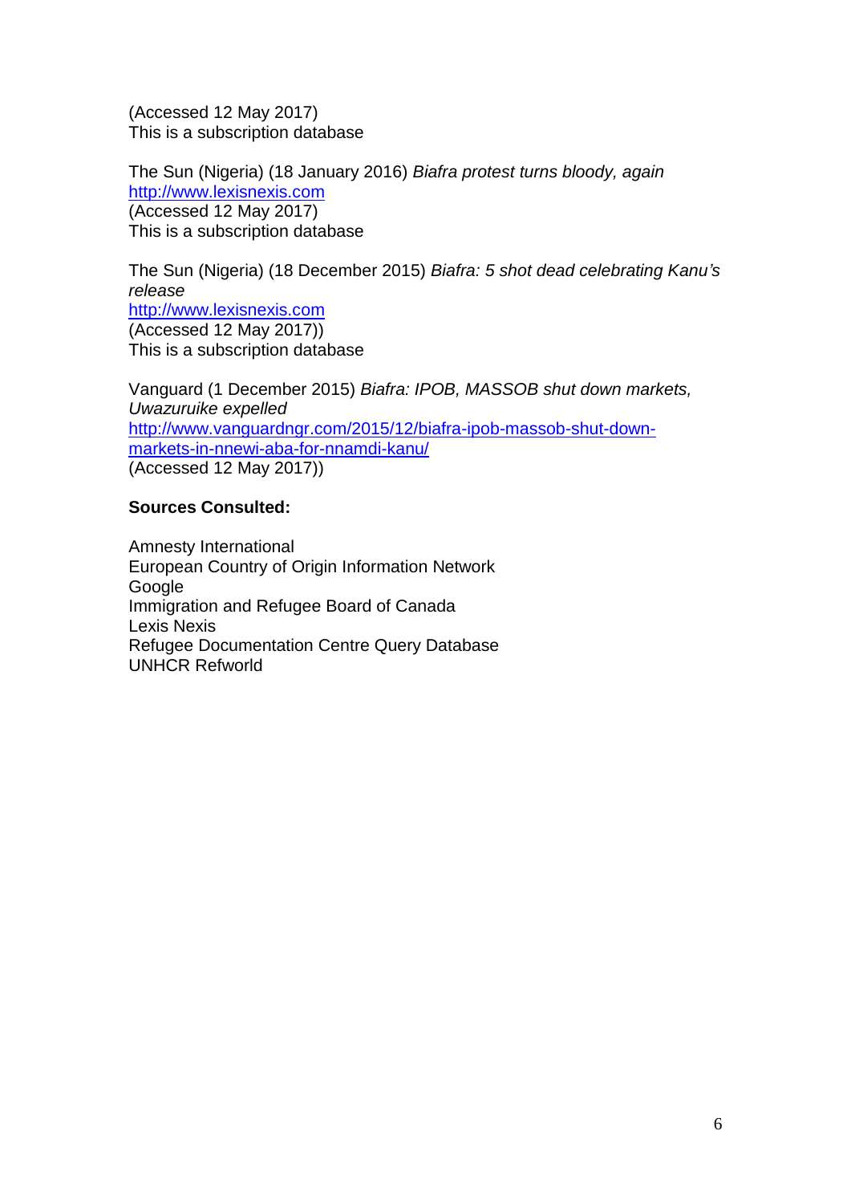(Accessed 12 May 2017)
This is a subscription database

The Sun (Nigeria) (18 January 2016) *Biafra protest turns bloody, again*
http://www.lexisnexis.com
(Accessed 12 May 2017)
This is a subscription database

The Sun (Nigeria) (18 December 2015) *Biafra: 5 shot dead celebrating Kanu's release*
http://www.lexisnexis.com
(Accessed 12 May 2017))
This is a subscription database

Vanguard (1 December 2015) *Biafra: IPOB, MASSOB shut down markets, Uwazuruike expelled*
http://www.vanguardngr.com/2015/12/biafra-ipob-massob-shut-down-markets-in-nnewi-aba-for-nnamdi-kanu/
(Accessed 12 May 2017))

**Sources Consulted:**

Amnesty International
European Country of Origin Information Network
Google
Immigration and Refugee Board of Canada
Lexis Nexis
Refugee Documentation Centre Query Database
UNHCR Refworld